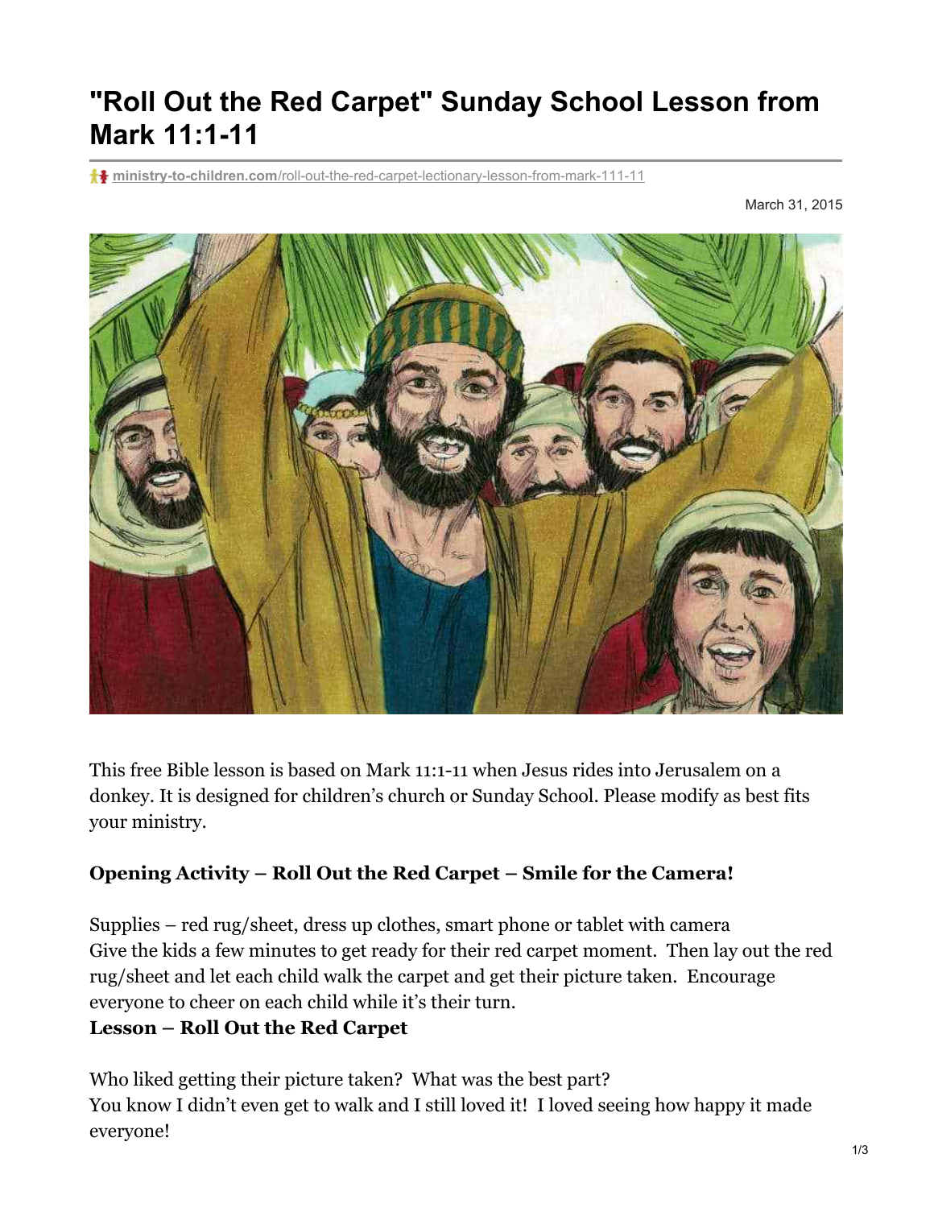# "Roll Out the Red Carpet" Sunday School Lesson from Mark 11:1-11

ministry-to-children.com/roll-out-the-red-carpet-lectionary-lesson-from-mark-111-11

March 31, 2015

This free Bible lesson is based on Mark 11:1-11 when Jesus rides into Jerusalem on a donkey. It is designed for children's church or Sunday School. Please modify as best fits your ministry.

**Opening Activity – Roll Out the Red Carpet – Smile for the Camera!**

Supplies – red rug/sheet, dress up clothes, smart phone or tablet with camera
Give the kids a few minutes to get ready for their red carpet moment. Then lay out the red rug/sheet and let each child walk the carpet and get their picture taken. Encourage everyone to cheer on each child while it's their turn.

**Lesson – Roll Out the Red Carpet**

Who liked getting their picture taken? What was the best part?
You know I didn't even get to walk and I still loved it! I loved seeing how happy it made everyone!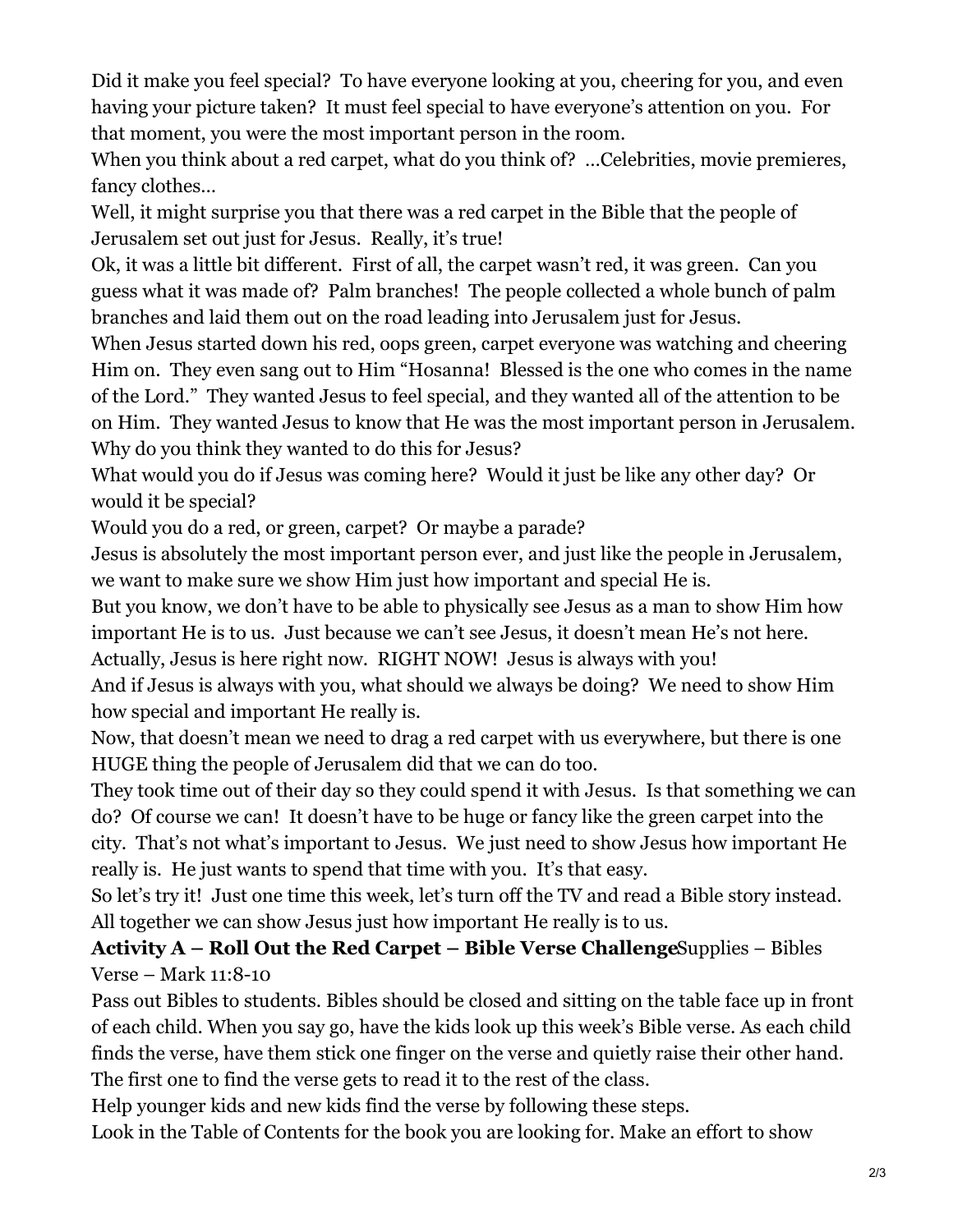Did it make you feel special? To have everyone looking at you, cheering for you, and even having your picture taken? It must feel special to have everyone's attention on you. For that moment, you were the most important person in the room.

When you think about a red carpet, what do you think of? …Celebrities, movie premieres, fancy clothes…

Well, it might surprise you that there was a red carpet in the Bible that the people of Jerusalem set out just for Jesus. Really, it's true!

Ok, it was a little bit different. First of all, the carpet wasn't red, it was green. Can you guess what it was made of? Palm branches! The people collected a whole bunch of palm branches and laid them out on the road leading into Jerusalem just for Jesus.

When Jesus started down his red, oops green, carpet everyone was watching and cheering Him on. They even sang out to Him "Hosanna! Blessed is the one who comes in the name of the Lord." They wanted Jesus to feel special, and they wanted all of the attention to be on Him. They wanted Jesus to know that He was the most important person in Jerusalem. Why do you think they wanted to do this for Jesus?

What would you do if Jesus was coming here? Would it just be like any other day? Or would it be special?

Would you do a red, or green, carpet? Or maybe a parade?

Jesus is absolutely the most important person ever, and just like the people in Jerusalem, we want to make sure we show Him just how important and special He is.

But you know, we don't have to be able to physically see Jesus as a man to show Him how important He is to us. Just because we can't see Jesus, it doesn't mean He's not here. Actually, Jesus is here right now. RIGHT NOW! Jesus is always with you!

And if Jesus is always with you, what should we always be doing? We need to show Him how special and important He really is.

Now, that doesn't mean we need to drag a red carpet with us everywhere, but there is one HUGE thing the people of Jerusalem did that we can do too.

They took time out of their day so they could spend it with Jesus. Is that something we can do? Of course we can! It doesn't have to be huge or fancy like the green carpet into the city. That's not what's important to Jesus. We just need to show Jesus how important He really is. He just wants to spend that time with you. It's that easy.

So let's try it! Just one time this week, let's turn off the TV and read a Bible story instead. All together we can show Jesus just how important He really is to us.

**Activity A – Roll Out the Red Carpet – Bible Verse Challenge**Supplies – Bibles
Verse – Mark 11:8-10

Pass out Bibles to students. Bibles should be closed and sitting on the table face up in front of each child. When you say go, have the kids look up this week's Bible verse. As each child finds the verse, have them stick one finger on the verse and quietly raise their other hand. The first one to find the verse gets to read it to the rest of the class.

Help younger kids and new kids find the verse by following these steps.

Look in the Table of Contents for the book you are looking for. Make an effort to show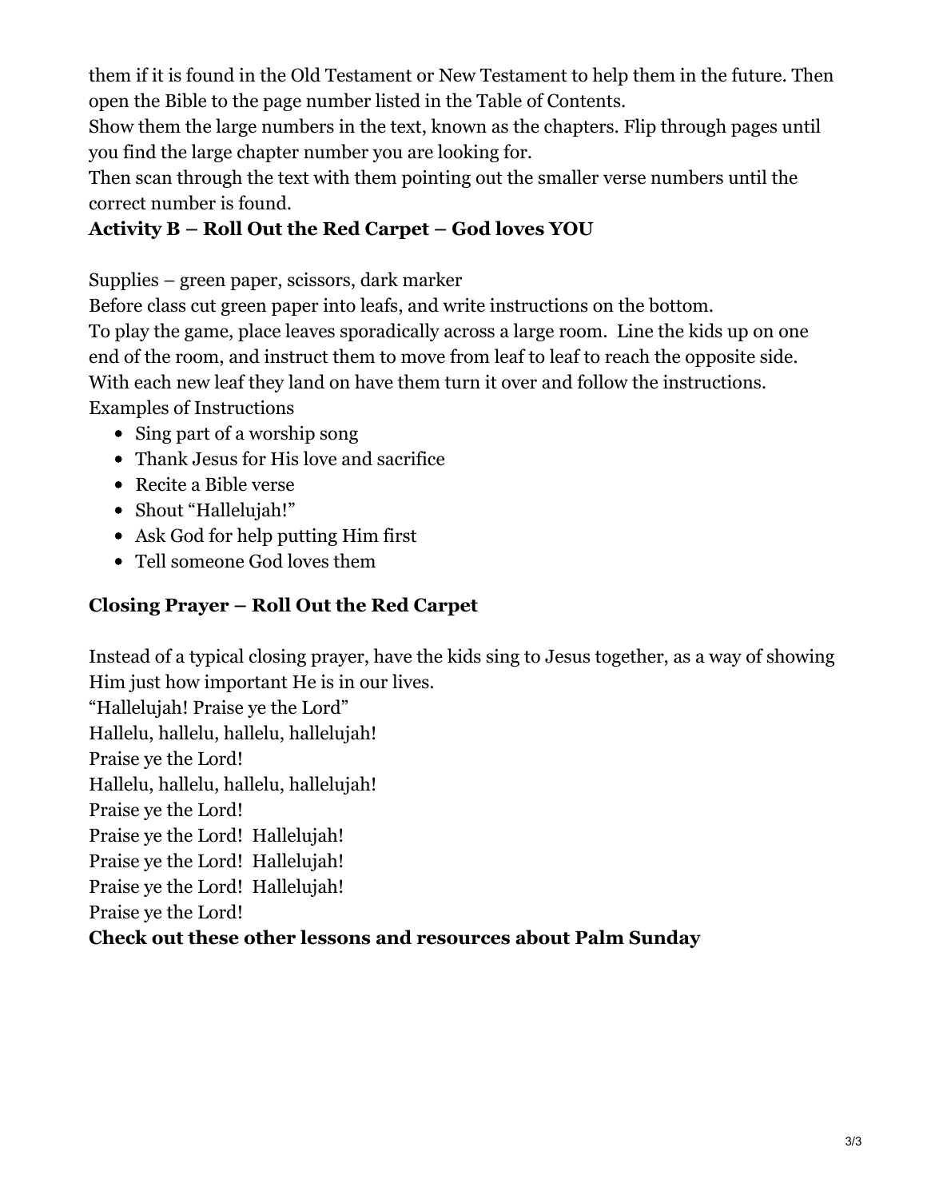them if it is found in the Old Testament or New Testament to help them in the future. Then open the Bible to the page number listed in the Table of Contents.

Show them the large numbers in the text, known as the chapters. Flip through pages until you find the large chapter number you are looking for.

Then scan through the text with them pointing out the smaller verse numbers until the correct number is found.

### Activity B – Roll Out the Red Carpet – God loves YOU

Supplies – green paper, scissors, dark marker

Before class cut green paper into leafs, and write instructions on the bottom.

To play the game, place leaves sporadically across a large room.  Line the kids up on one end of the room, and instruct them to move from leaf to leaf to reach the opposite side. With each new leaf they land on have them turn it over and follow the instructions.

Examples of Instructions

- Sing part of a worship song
- Thank Jesus for His love and sacrifice
- Recite a Bible verse
- Shout “Hallelujah!”
- Ask God for help putting Him first
- Tell someone God loves them

### Closing Prayer – Roll Out the Red Carpet

Instead of a typical closing prayer, have the kids sing to Jesus together, as a way of showing Him just how important He is in our lives.

“Hallelujah! Praise ye the Lord”

Hallelu, hallelu, hallelu, hallelujah!

Praise ye the Lord!

Hallelu, hallelu, hallelu, hallelujah!

Praise ye the Lord!

Praise ye the Lord!  Hallelujah!

Praise ye the Lord!  Hallelujah!

Praise ye the Lord!  Hallelujah!

Praise ye the Lord!

**Check out these other lessons and resources about Palm Sunday**